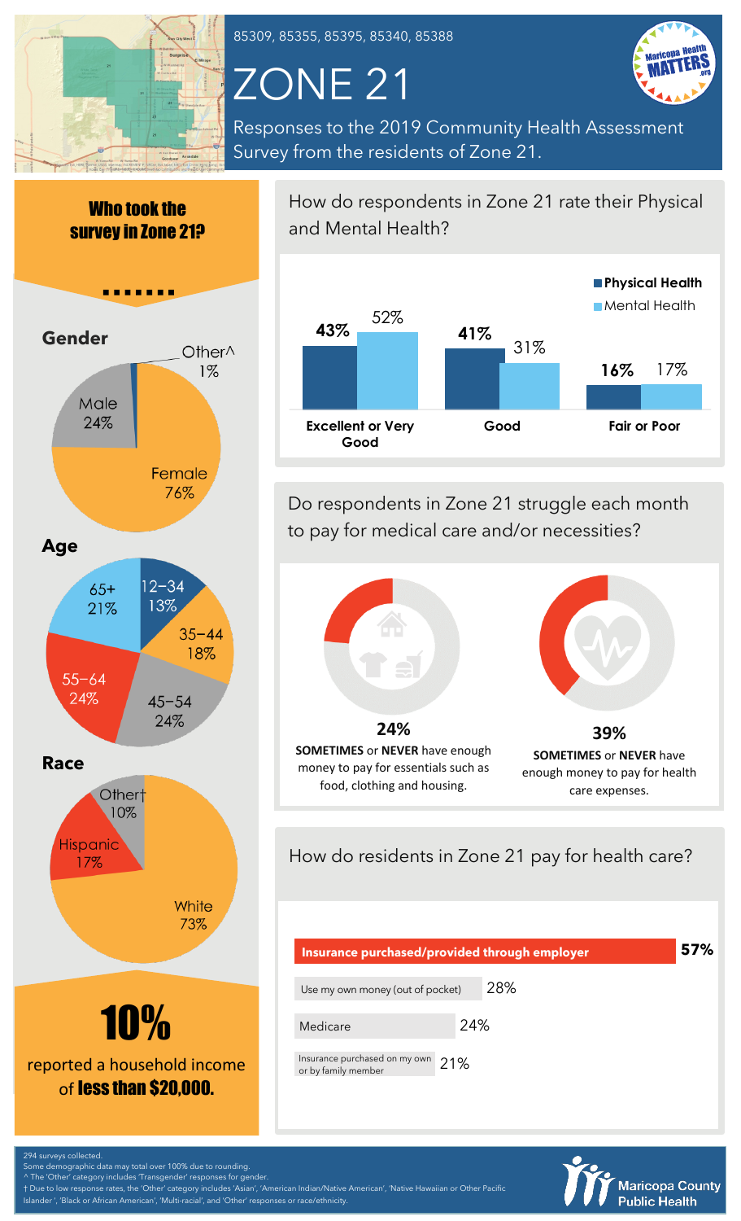85309, 85355, 85395, 85340, 85388

# ZONE 21

Responses to the 2019 Community Health Assessment Survey from the residents of Zone 21.

## Who took the survey in Zone 21?

### Gender

| Gender | % |
|---|---|
| Female | 76% |
| Male | 24% |
| Other^ | 1% |

### Age

| Age | % |
|---|---|
| 12–34 | 13% |
| 35–44 | 18% |
| 45–54 | 24% |
| 55–64 | 24% |
| 65+ | 21% |

### Race

| Race | % |
|---|---|
| White | 73% |
| Hispanic | 17% |
| Other† | 10% |

**10%** reported a household income of **less than $20,000.**

## How do respondents in Zone 21 rate their Physical and Mental Health?

| | Physical Health | Mental Health |
|---|---|---|
| Excellent or Very Good | 43% | 52% |
| Good | 41% | 31% |
| Fair or Poor | 16% | 17% |

## Do respondents in Zone 21 struggle each month to pay for medical care and/or necessities?

**24%** — **SOMETIMES** or **NEVER** have enough money to pay for essentials such as food, clothing and housing.

**39%** — **SOMETIMES** or **NEVER** have enough money to pay for health care expenses.

## How do residents in Zone 21 pay for health care?

| Payment method | % |
|---|---|
| Insurance purchased/provided through employer | 57% |
| Use my own money (out of pocket) | 28% |
| Medicare | 24% |
| Insurance purchased on my own or by family member | 21% |

294 surveys collected.
Some demographic data may total over 100% due to rounding.
^ The 'Other' category includes 'Transgender' responses for gender.
† Due to low response rates, the 'Other' category includes 'Asian', 'American Indian/Native American', 'Native Hawaiian or Other Pacific Islander', 'Black or African American', 'Multi-racial', and 'Other' responses or race/ethnicity.

Maricopa County Public Health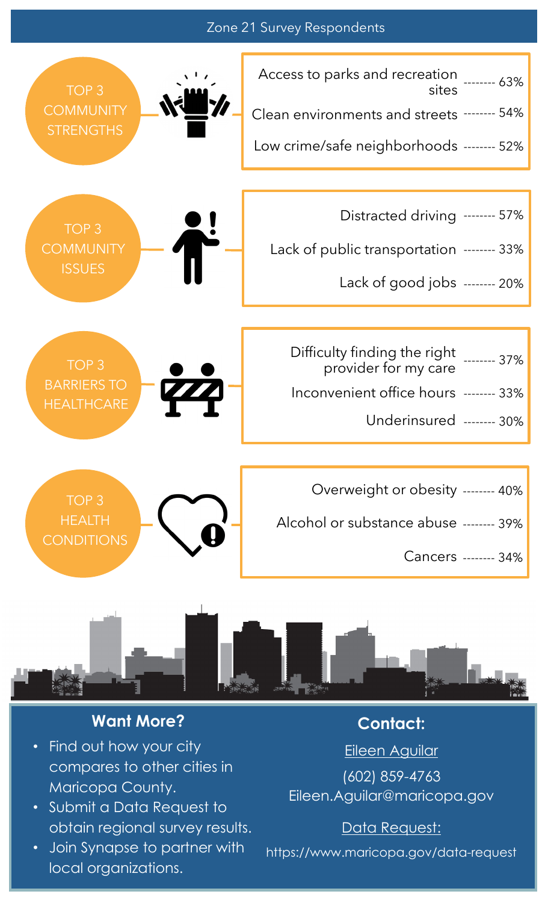## Zone 21 Survey Respondents

### TOP 3 COMMUNITY STRENGTHS

- Access to parks and recreation sites -------- 63%
- Clean environments and streets -------- 54%
- Low crime/safe neighborhoods -------- 52%

### TOP 3 COMMUNITY ISSUES

- Distracted driving -------- 57%
- Lack of public transportation -------- 33%
- Lack of good jobs -------- 20%

### TOP 3 BARRIERS TO HEALTHCARE

- Difficulty finding the right provider for my care -------- 37%
- Inconvenient office hours -------- 33%
- Underinsured -------- 30%

### TOP 3 HEALTH CONDITIONS

- Overweight or obesity -------- 40%
- Alcohol or substance abuse -------- 39%
- Cancers -------- 34%

**Want More?**

- Find out how your city compares to other cities in Maricopa County.
- Submit a Data Request to obtain regional survey results.
- Join Synapse to partner with local organizations.

**Contact:**

Eileen Aguilar

(602) 859-4763

Eileen.Aguilar@maricopa.gov

Data Request:

https://www.maricopa.gov/data-request